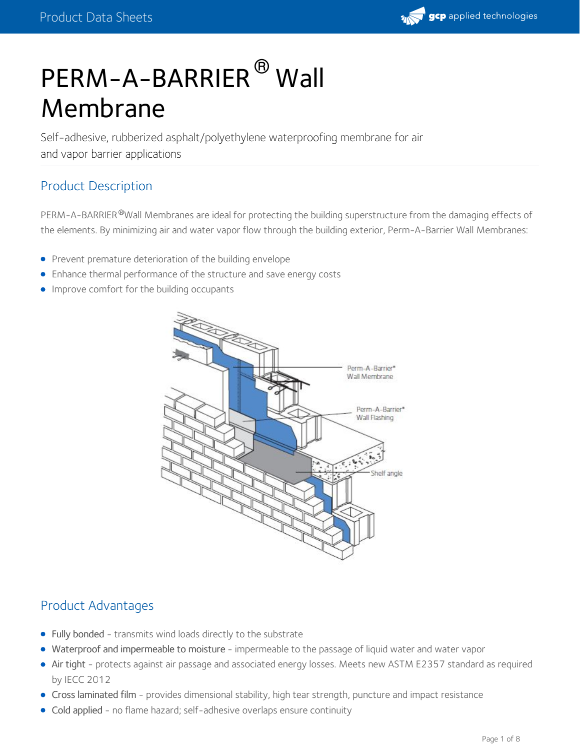# PERM-A-BARRIER® Wall Membrane

Self-adhesive, rubberized asphalt/polyethylene waterproofing membrane for air and vapor barrier applications

## Product Description

PERM-A-BARRIER®Wall Membranes are ideal for protecting the building superstructure from the damaging effects of the elements. By minimizing air and water vapor flow through the building exterior, Perm-A-Barrier Wall Membranes:

- Prevent premature deterioration of the building envelope
- Enhance thermal performance of the structure and save energy costs
- Improve comfort for the building occupants

## Product Advantages

- Fully bonded - transmits wind loads directly to the substrate
- Waterproof and impermeable to moisture - impermeable to the passage of liquid water and water vapor
- Air tight - protects against air passage and associated energy losses. Meets new ASTM E2357 standard as required by IECC 2012
- Cross laminated film - provides dimensional stability, high tear strength, puncture and impact resistance
- Cold applied - no flame hazard; self-adhesive overlaps ensure continuity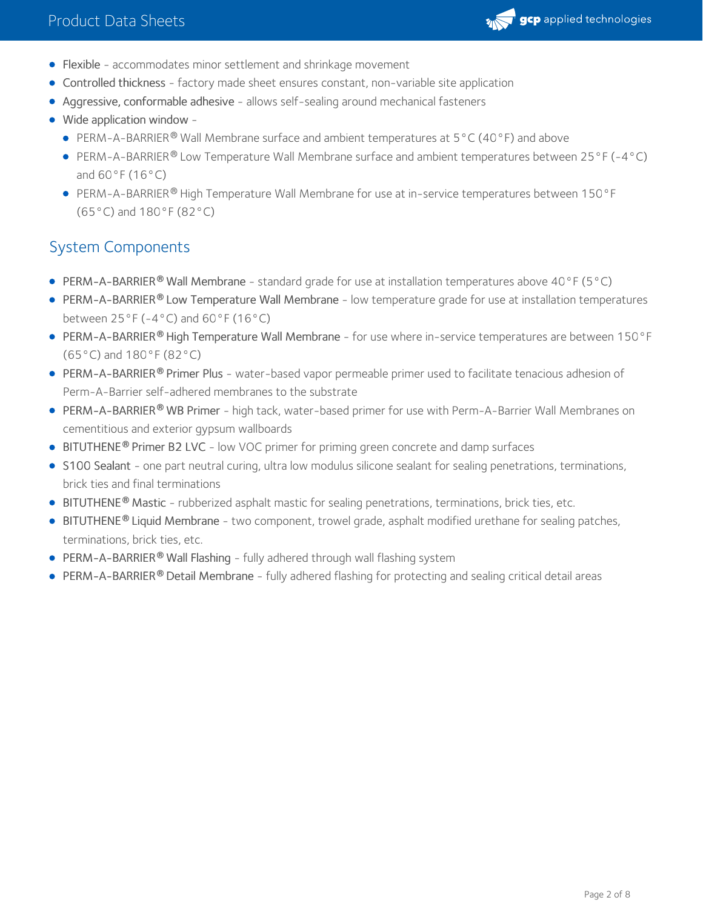- **Flexible** - accommodates minor settlement and shrinkage movement
- **Controlled thickness** - factory made sheet ensures constant, non-variable site application
- **Aggressive, conformable adhesive** - allows self-sealing around mechanical fasteners
- **Wide application window** -
  - PERM-A-BARRIER® Wall Membrane surface and ambient temperatures at 5°C (40°F) and above
  - PERM-A-BARRIER® Low Temperature Wall Membrane surface and ambient temperatures between 25°F (-4°C) and 60°F (16°C)
  - PERM-A-BARRIER® High Temperature Wall Membrane for use at in-service temperatures between 150°F (65°C) and 180°F (82°C)

## System Components

- **PERM-A-BARRIER® Wall Membrane** - standard grade for use at installation temperatures above 40°F (5°C)
- **PERM-A-BARRIER® Low Temperature Wall Membrane** - low temperature grade for use at installation temperatures between 25°F (-4°C) and 60°F (16°C)
- **PERM-A-BARRIER® High Temperature Wall Membrane** - for use where in-service temperatures are between 150°F (65°C) and 180°F (82°C)
- **PERM-A-BARRIER® Primer Plus** - water-based vapor permeable primer used to facilitate tenacious adhesion of Perm-A-Barrier self-adhered membranes to the substrate
- **PERM-A-BARRIER® WB Primer** - high tack, water-based primer for use with Perm-A-Barrier Wall Membranes on cementitious and exterior gypsum wallboards
- **BITUTHENE® Primer B2 LVC** - low VOC primer for priming green concrete and damp surfaces
- **S100 Sealant** - one part neutral curing, ultra low modulus silicone sealant for sealing penetrations, terminations, brick ties and final terminations
- **BITUTHENE® Mastic** - rubberized asphalt mastic for sealing penetrations, terminations, brick ties, etc.
- **BITUTHENE® Liquid Membrane** - two component, trowel grade, asphalt modified urethane for sealing patches, terminations, brick ties, etc.
- **PERM-A-BARRIER® Wall Flashing** - fully adhered through wall flashing system
- **PERM-A-BARRIER® Detail Membrane** - fully adhered flashing for protecting and sealing critical detail areas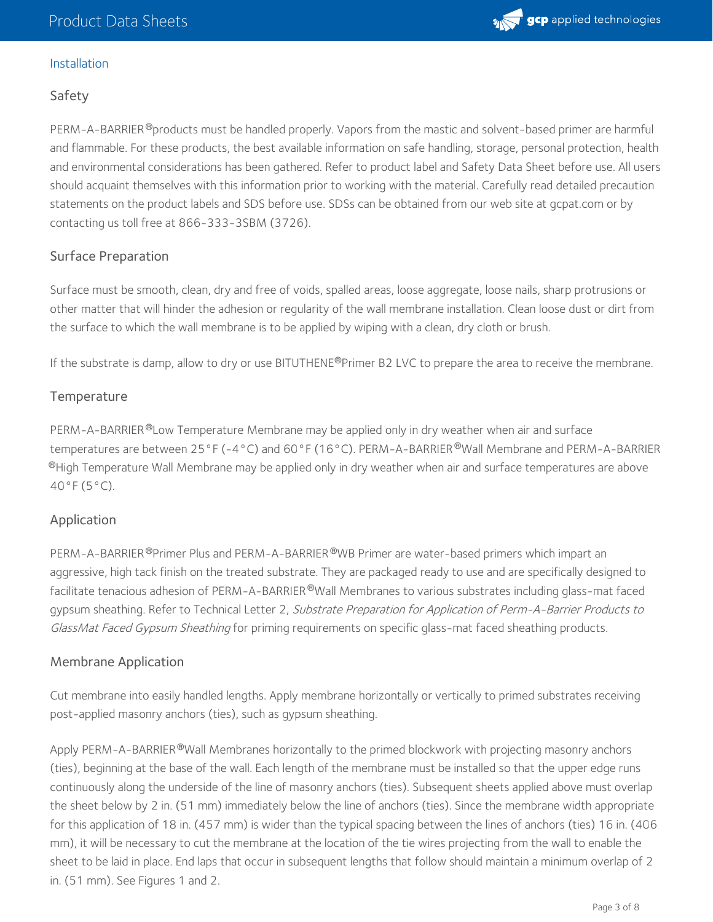## Installation

### Safety

PERM-A-BARRIER® products must be handled properly. Vapors from the mastic and solvent-based primer are harmful and flammable. For these products, the best available information on safe handling, storage, personal protection, health and environmental considerations has been gathered. Refer to product label and Safety Data Sheet before use. All users should acquaint themselves with this information prior to working with the material. Carefully read detailed precaution statements on the product labels and SDS before use. SDSs can be obtained from our web site at gcpat.com or by contacting us toll free at 866-333-3SBM (3726).

### Surface Preparation

Surface must be smooth, clean, dry and free of voids, spalled areas, loose aggregate, loose nails, sharp protrusions or other matter that will hinder the adhesion or regularity of the wall membrane installation. Clean loose dust or dirt from the surface to which the wall membrane is to be applied by wiping with a clean, dry cloth or brush.

If the substrate is damp, allow to dry or use BITUTHENE® Primer B2 LVC to prepare the area to receive the membrane.

### Temperature

PERM-A-BARRIER® Low Temperature Membrane may be applied only in dry weather when air and surface temperatures are between 25°F (-4°C) and 60°F (16°C). PERM-A-BARRIER® Wall Membrane and PERM-A-BARRIER® High Temperature Wall Membrane may be applied only in dry weather when air and surface temperatures are above 40°F (5°C).

### Application

PERM-A-BARRIER® Primer Plus and PERM-A-BARRIER® WB Primer are water-based primers which impart an aggressive, high tack finish on the treated substrate. They are packaged ready to use and are specifically designed to facilitate tenacious adhesion of PERM-A-BARRIER® Wall Membranes to various substrates including glass-mat faced gypsum sheathing. Refer to Technical Letter 2, *Substrate Preparation for Application of Perm-A-Barrier Products to GlassMat Faced Gypsum Sheathing* for priming requirements on specific glass-mat faced sheathing products.

### Membrane Application

Cut membrane into easily handled lengths. Apply membrane horizontally or vertically to primed substrates receiving post-applied masonry anchors (ties), such as gypsum sheathing.

Apply PERM-A-BARRIER® Wall Membranes horizontally to the primed blockwork with projecting masonry anchors (ties), beginning at the base of the wall. Each length of the membrane must be installed so that the upper edge runs continuously along the underside of the line of masonry anchors (ties). Subsequent sheets applied above must overlap the sheet below by 2 in. (51 mm) immediately below the line of anchors (ties). Since the membrane width appropriate for this application of 18 in. (457 mm) is wider than the typical spacing between the lines of anchors (ties) 16 in. (406 mm), it will be necessary to cut the membrane at the location of the tie wires projecting from the wall to enable the sheet to be laid in place. End laps that occur in subsequent lengths that follow should maintain a minimum overlap of 2 in. (51 mm). See Figures 1 and 2.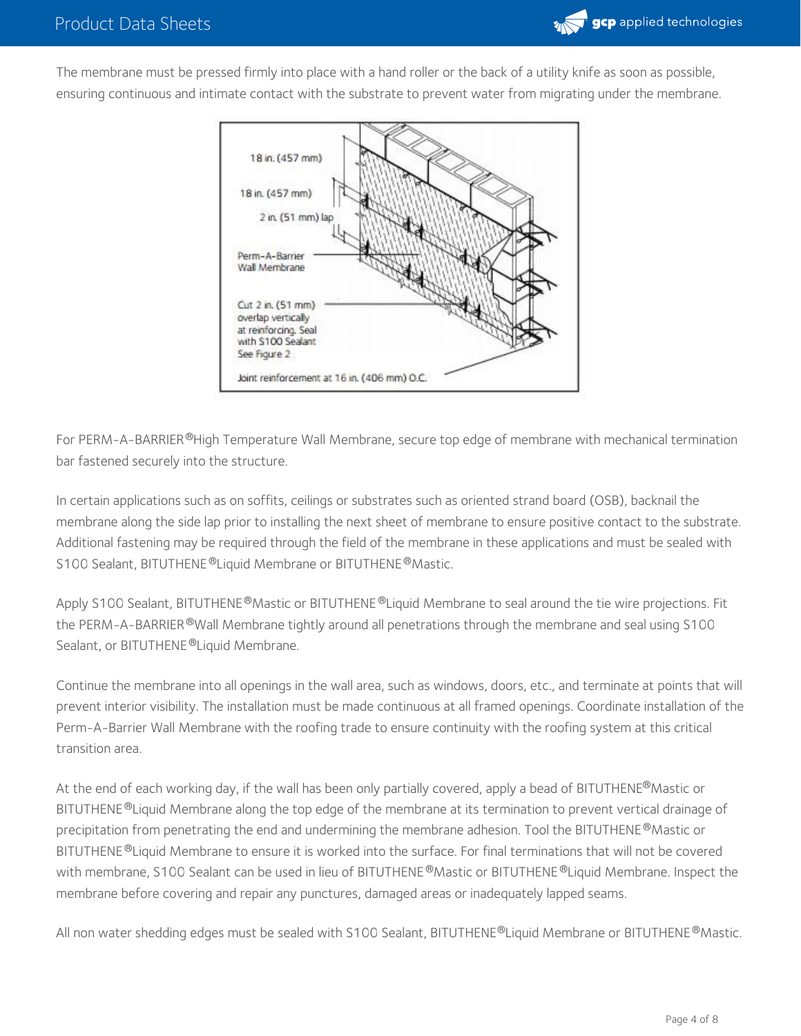The membrane must be pressed firmly into place with a hand roller or the back of a utility knife as soon as possible, ensuring continuous and intimate contact with the substrate to prevent water from migrating under the membrane.

For PERM-A-BARRIER® High Temperature Wall Membrane, secure top edge of membrane with mechanical termination bar fastened securely into the structure.

In certain applications such as on soffits, ceilings or substrates such as oriented strand board (OSB), backnail the membrane along the side lap prior to installing the next sheet of membrane to ensure positive contact to the substrate. Additional fastening may be required through the field of the membrane in these applications and must be sealed with S100 Sealant, BITUTHENE® Liquid Membrane or BITUTHENE® Mastic.

Apply S100 Sealant, BITUTHENE® Mastic or BITUTHENE® Liquid Membrane to seal around the tie wire projections. Fit the PERM-A-BARRIER® Wall Membrane tightly around all penetrations through the membrane and seal using S100 Sealant, or BITUTHENE® Liquid Membrane.

Continue the membrane into all openings in the wall area, such as windows, doors, etc., and terminate at points that will prevent interior visibility. The installation must be made continuous at all framed openings. Coordinate installation of the Perm-A-Barrier Wall Membrane with the roofing trade to ensure continuity with the roofing system at this critical transition area.

At the end of each working day, if the wall has been only partially covered, apply a bead of BITUTHENE® Mastic or BITUTHENE® Liquid Membrane along the top edge of the membrane at its termination to prevent vertical drainage of precipitation from penetrating the end and undermining the membrane adhesion. Tool the BITUTHENE® Mastic or BITUTHENE® Liquid Membrane to ensure it is worked into the surface. For final terminations that will not be covered with membrane, S100 Sealant can be used in lieu of BITUTHENE® Mastic or BITUTHENE® Liquid Membrane. Inspect the membrane before covering and repair any punctures, damaged areas or inadequately lapped seams.

All non water shedding edges must be sealed with S100 Sealant, BITUTHENE® Liquid Membrane or BITUTHENE® Mastic.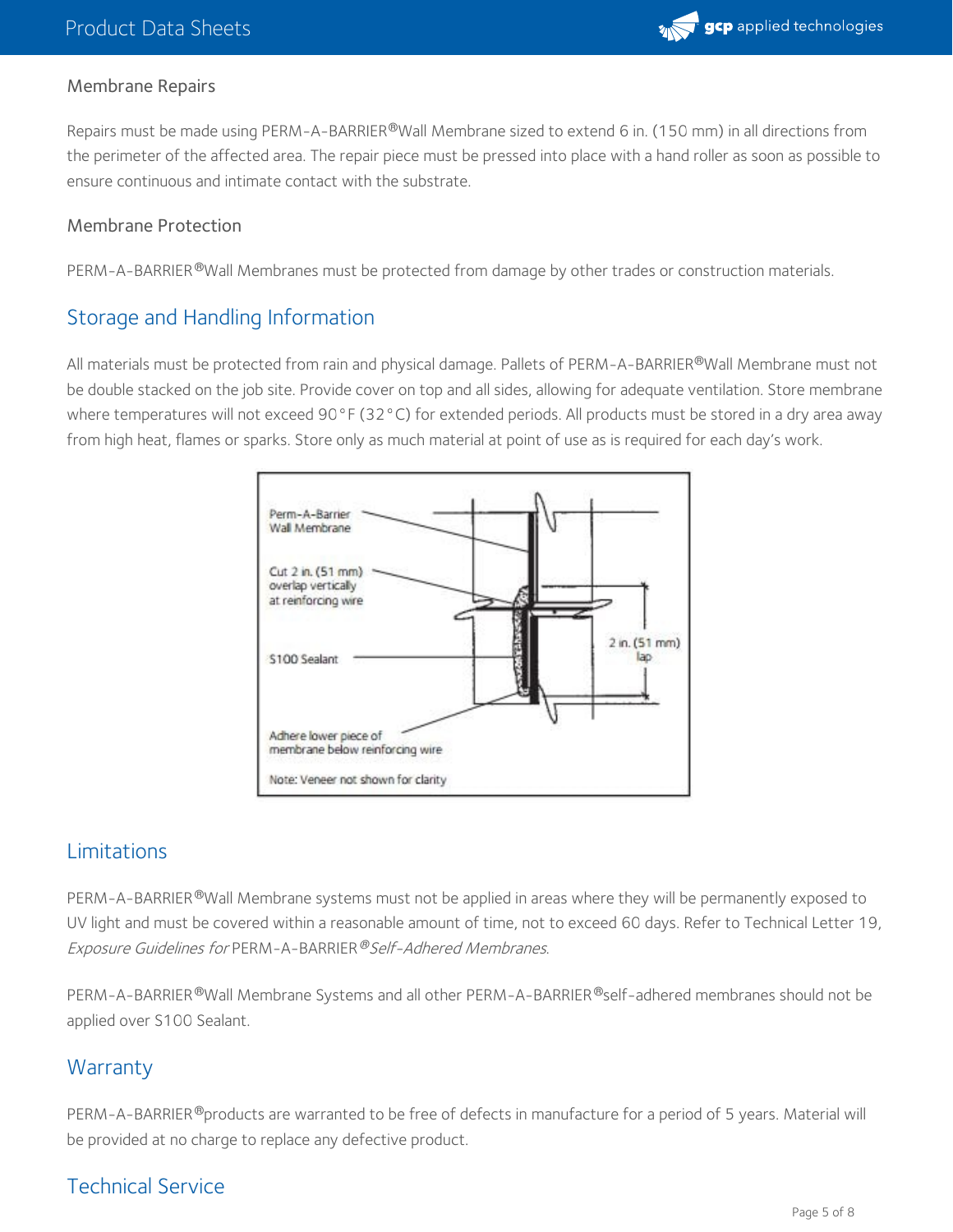### Membrane Repairs

Repairs must be made using PERM-A-BARRIER®Wall Membrane sized to extend 6 in. (150 mm) in all directions from the perimeter of the affected area. The repair piece must be pressed into place with a hand roller as soon as possible to ensure continuous and intimate contact with the substrate.

### Membrane Protection

PERM-A-BARRIER®Wall Membranes must be protected from damage by other trades or construction materials.

## Storage and Handling Information

All materials must be protected from rain and physical damage. Pallets of PERM-A-BARRIER®Wall Membrane must not be double stacked on the job site. Provide cover on top and all sides, allowing for adequate ventilation. Store membrane where temperatures will not exceed 90°F (32°C) for extended periods. All products must be stored in a dry area away from high heat, flames or sparks. Store only as much material at point of use as is required for each day's work.

Perm-A-Barrier Wall Membrane

Cut 2 in. (51 mm) overlap vertically at reinforcing wire

S100 Sealant

2 in. (51 mm) lap

Adhere lower piece of membrane below reinforcing wire

Note: Veneer not shown for clarity

## Limitations

PERM-A-BARRIER®Wall Membrane systems must not be applied in areas where they will be permanently exposed to UV light and must be covered within a reasonable amount of time, not to exceed 60 days. Refer to Technical Letter 19, *Exposure Guidelines for* PERM-A-BARRIER® *Self-Adhered Membranes*.

PERM-A-BARRIER®Wall Membrane Systems and all other PERM-A-BARRIER®self-adhered membranes should not be applied over S100 Sealant.

## Warranty

PERM-A-BARRIER®products are warranted to be free of defects in manufacture for a period of 5 years. Material will be provided at no charge to replace any defective product.

## Technical Service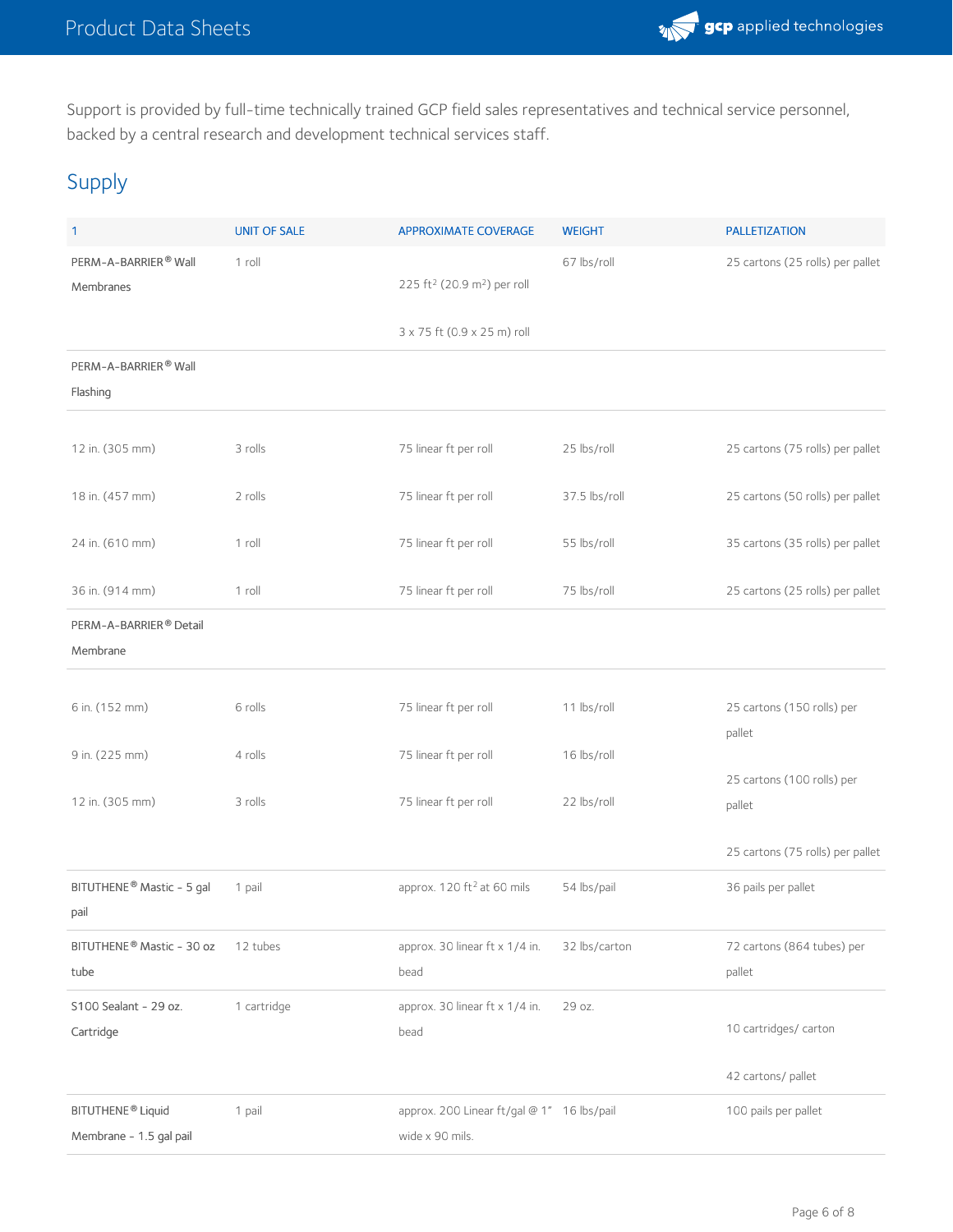Support is provided by full-time technically trained GCP field sales representatives and technical service personnel, backed by a central research and development technical services staff.

## Supply

| 1 | UNIT OF SALE | APPROXIMATE COVERAGE | WEIGHT | PALLETIZATION |
|---|---|---|---|---|
| PERM-A-BARRIER® Wall Membranes | 1 roll | 225 ft² (20.9 m²) per roll<br>3 x 75 ft (0.9 x 25 m) roll | 67 lbs/roll | 25 cartons (25 rolls) per pallet |
| PERM-A-BARRIER® Wall Flashing | | | | |
| 12 in. (305 mm) | 3 rolls | 75 linear ft per roll | 25 lbs/roll | 25 cartons (75 rolls) per pallet |
| 18 in. (457 mm) | 2 rolls | 75 linear ft per roll | 37.5 lbs/roll | 25 cartons (50 rolls) per pallet |
| 24 in. (610 mm) | 1 roll | 75 linear ft per roll | 55 lbs/roll | 35 cartons (35 rolls) per pallet |
| 36 in. (914 mm) | 1 roll | 75 linear ft per roll | 75 lbs/roll | 25 cartons (25 rolls) per pallet |
| PERM-A-BARRIER® Detail Membrane | | | | |
| 6 in. (152 mm) | 6 rolls | 75 linear ft per roll | 11 lbs/roll | 25 cartons (150 rolls) per pallet |
| 9 in. (225 mm) | 4 rolls | 75 linear ft per roll | 16 lbs/roll | 25 cartons (100 rolls) per pallet |
| 12 in. (305 mm) | 3 rolls | 75 linear ft per roll | 22 lbs/roll | 25 cartons (75 rolls) per pallet |
| BITUTHENE® Mastic - 5 gal pail | 1 pail | approx. 120 ft² at 60 mils | 54 lbs/pail | 36 pails per pallet |
| BITUTHENE® Mastic - 30 oz tube | 12 tubes | approx. 30 linear ft x 1/4 in. bead | 32 lbs/carton | 72 cartons (864 tubes) per pallet |
| S100 Sealant - 29 oz. Cartridge | 1 cartridge | approx. 30 linear ft x 1/4 in. bead | 29 oz. | 10 cartridges/ carton<br>42 cartons/ pallet |
| BITUTHENE® Liquid Membrane - 1.5 gal pail | 1 pail | approx. 200 Linear ft/gal @ 1" wide x 90 mils. | 16 lbs/pail | 100 pails per pallet |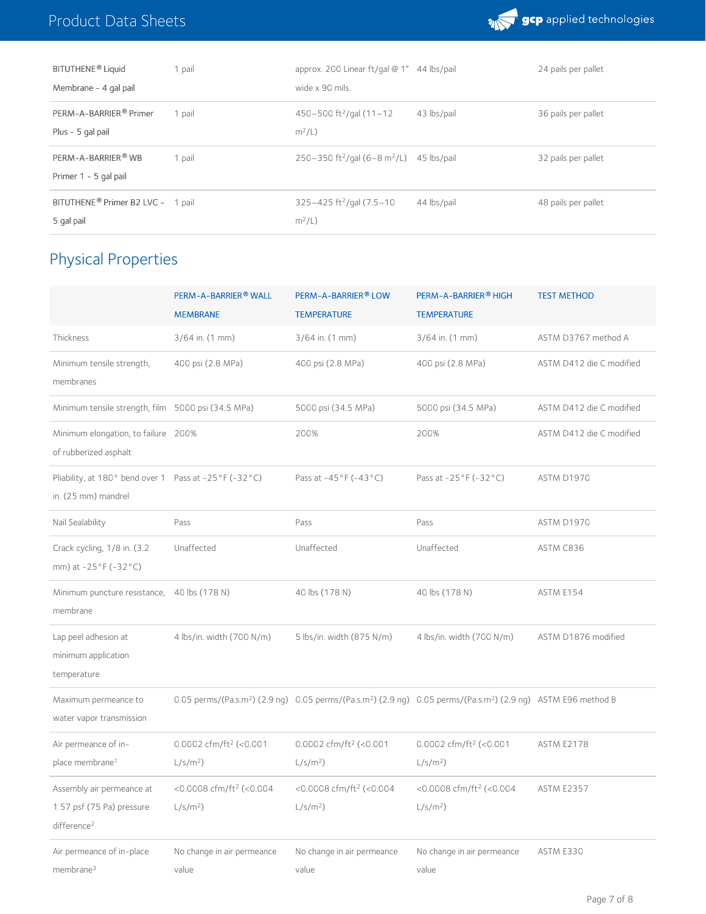| | | | | |
|---|---|---|---|---|
| BITUTHENE® Liquid Membrane - 4 gal pail | 1 pail | approx. 200 Linear ft/gal @ 1" wide x 90 mils. | 44 lbs/pail | 24 pails per pallet |
| PERM-A-BARRIER® Primer Plus - 5 gal pail | 1 pail | 450–500 ft²/gal (11–12 m²/L) | 43 lbs/pail | 36 pails per pallet |
| PERM-A-BARRIER® WB Primer 1 - 5 gal pail | 1 pail | 250–350 ft²/gal (6–8 m²/L) | 45 lbs/pail | 32 pails per pallet |
| BITUTHENE® Primer B2 LVC - 5 gal pail | 1 pail | 325–425 ft²/gal (7.5–10 m²/L) | 44 lbs/pail | 48 pails per pallet |

## Physical Properties

| | PERM-A-BARRIER® WALL MEMBRANE | PERM-A-BARRIER® LOW TEMPERATURE | PERM-A-BARRIER® HIGH TEMPERATURE | TEST METHOD |
|---|---|---|---|---|
| Thickness | 3/64 in. (1 mm) | 3/64 in. (1 mm) | 3/64 in. (1 mm) | ASTM D3767 method A |
| Minimum tensile strength, membranes | 400 psi (2.8 MPa) | 400 psi (2.8 MPa) | 400 psi (2.8 MPa) | ASTM D412 die C modified |
| Minimum tensile strength, film | 5000 psi (34.5 MPa) | 5000 psi (34.5 MPa) | 5000 psi (34.5 MPa) | ASTM D412 die C modified |
| Minimum elongation, to failure of rubberized asphalt | 200% | 200% | 200% | ASTM D412 die C modified |
| Pliability, at 180° bend over 1 in. (25 mm) mandrel | Pass at -25°F (-32°C) | Pass at -45°F (-43°C) | Pass at -25°F (-32°C) | ASTM D1970 |
| Nail Sealability | Pass | Pass | Pass | ASTM D1970 |
| Crack cycling, 1/8 in. (3.2 mm) at -25°F (-32°C) | Unaffected | Unaffected | Unaffected | ASTM C836 |
| Minimum puncture resistance, membrane | 40 lbs (178 N) | 40 lbs (178 N) | 40 lbs (178 N) | ASTM E154 |
| Lap peel adhesion at minimum application temperature | 4 lbs/in. width (700 N/m) | 5 lbs/in. width (875 N/m) | 4 lbs/in. width (700 N/m) | ASTM D1876 modified |
| Maximum permeance to water vapor transmission | 0.05 perms/(Pa.s.m²) (2.9 ng) | 0.05 perms/(Pa.s.m²) (2.9 ng) | 0.05 perms/(Pa.s.m²) (2.9 ng) | ASTM E96 method B |
| Air permeance of in-place membrane[1] | 0.0002 cfm/ft² (<0.001 L/s/m²) | 0.0002 cfm/ft² (<0.001 L/s/m²) | 0.0002 cfm/ft² (<0.001 L/s/m²) | ASTM E2178 |
| Assembly air permeance at 1.57 psf (75 Pa) pressure difference[2] | <0.0008 cfm/ft² (<0.004 L/s/m²) | <0.0008 cfm/ft² (<0.004 L/s/m²) | <0.0008 cfm/ft² (<0.004 L/s/m²) | ASTM E2357 |
| Air permeance of in-place membrane[3] | No change in air permeance value | No change in air permeance value | No change in air permeance value | ASTM E330 |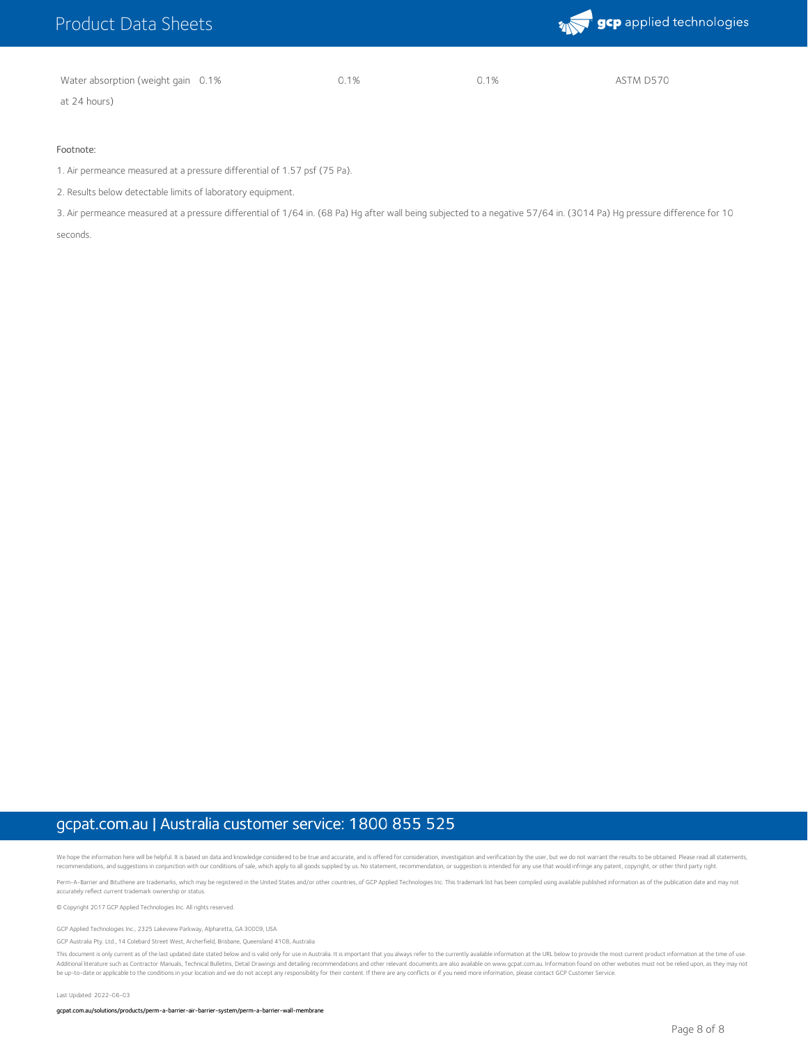| | | | | |
|---|---|---|---|---|
| Water absorption (weight gain at 24 hours) | 0.1% | 0.1% | 0.1% | ASTM D570 |

Footnote:

1. Air permeance measured at a pressure differential of 1.57 psf (75 Pa).

2. Results below detectable limits of laboratory equipment.

3. Air permeance measured at a pressure differential of 1/64 in. (68 Pa) Hg after wall being subjected to a negative 57/64 in. (3014 Pa) Hg pressure difference for 10 seconds.

## gcpat.com.au | Australia customer service: 1800 855 525

We hope the information here will be helpful. It is based on data and knowledge considered to be true and accurate, and is offered for consideration, investigation and verification by the user, but we do not warrant the results to be obtained. Please read all statements, recommendations, and suggestions in conjunction with our conditions of sale, which apply to all goods supplied by us. No statement, recommendation, or suggestion is intended for any use that would infringe any patent, copyright, or other third party right.

Perm-A-Barrier and Bituthene are trademarks, which may be registered in the United States and/or other countries, of GCP Applied Technologies Inc. This trademark list has been compiled using available published information as of the publication date and may not accurately reflect current trademark ownership or status.

© Copyright 2017 GCP Applied Technologies Inc. All rights reserved.

GCP Applied Technologies Inc., 2325 Lakeview Parkway, Alpharetta, GA 30009, USA

GCP Australia Pty. Ltd., 14 Colebard Street West, Archerfield, Brisbane, Queensland 4108, Australia

This document is only current as of the last updated date stated below and is valid only for use in Australia. It is important that you always refer to the currently available information at the URL below to provide the most current product information at the time of use. Additional literature such as Contractor Manuals, Technical Bulletins, Detail Drawings and detailing recommendations and other relevant documents are also available on www.gcpat.com.au. Information found on other websites must not be relied upon, as they may not be up-to-date or applicable to the conditions in your location and we do not accept any responsibility for their content. If there are any conflicts or if you need more information, please contact GCP Customer Service.

Last Updated: 2022-06-03

gcpat.com.au/solutions/products/perm-a-barrier-air-barrier-system/perm-a-barrier-wall-membrane